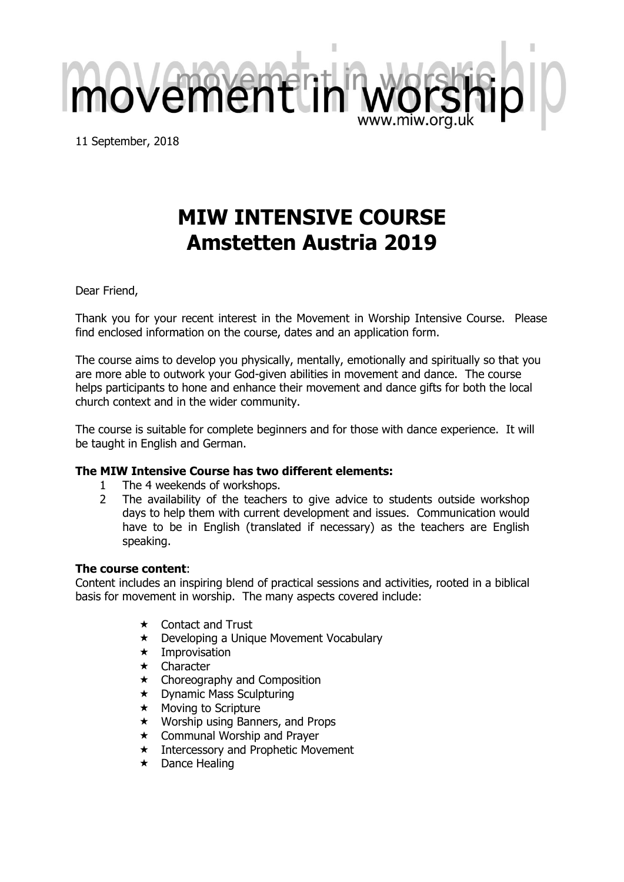# movement in worship

www.miw.org.uk

11 September, 2018

## MIW INTENSIVE COURSE
## Amstetten Austria 2019

Dear Friend,

Thank you for your recent interest in the Movement in Worship Intensive Course. Please find enclosed information on the course, dates and an application form.

The course aims to develop you physically, mentally, emotionally and spiritually so that you are more able to outwork your God-given abilities in movement and dance. The course helps participants to hone and enhance their movement and dance gifts for both the local church context and in the wider community.

The course is suitable for complete beginners and for those with dance experience. It will be taught in English and German.

**The MIW Intensive Course has two different elements:**

1. The 4 weekends of workshops.
2. The availability of the teachers to give advice to students outside workshop days to help them with current development and issues. Communication would have to be in English (translated if necessary) as the teachers are English speaking.

**The course content**:
Content includes an inspiring blend of practical sessions and activities, rooted in a biblical basis for movement in worship. The many aspects covered include:

- ★ Contact and Trust
- ★ Developing a Unique Movement Vocabulary
- ★ Improvisation
- ★ Character
- ★ Choreography and Composition
- ★ Dynamic Mass Sculpturing
- ★ Moving to Scripture
- ★ Worship using Banners, and Props
- ★ Communal Worship and Prayer
- ★ Intercessory and Prophetic Movement
- ★ Dance Healing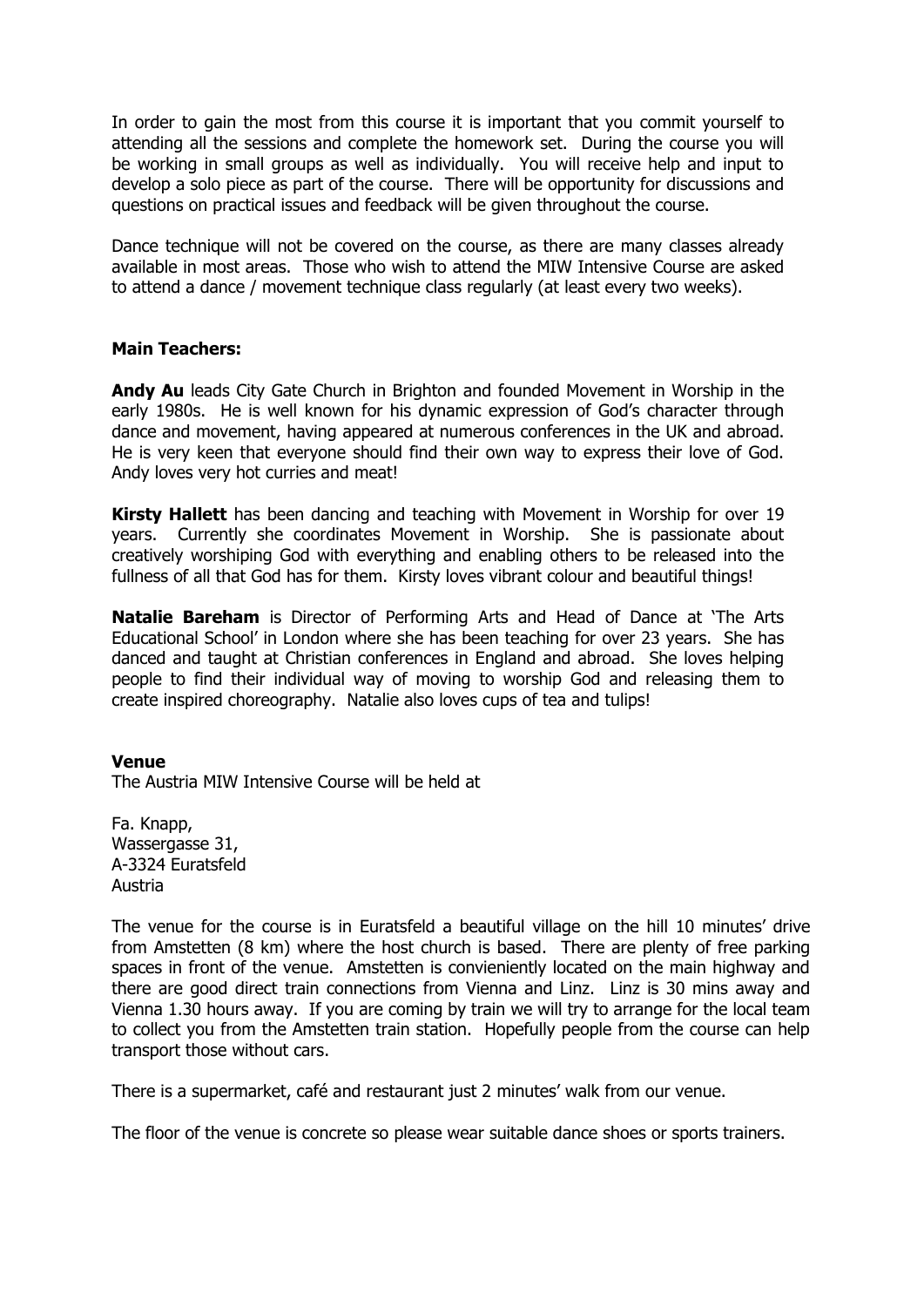In order to gain the most from this course it is important that you commit yourself to attending all the sessions and complete the homework set. During the course you will be working in small groups as well as individually. You will receive help and input to develop a solo piece as part of the course. There will be opportunity for discussions and questions on practical issues and feedback will be given throughout the course.

Dance technique will not be covered on the course, as there are many classes already available in most areas. Those who wish to attend the MIW Intensive Course are asked to attend a dance / movement technique class regularly (at least every two weeks).

**Main Teachers:**

**Andy Au** leads City Gate Church in Brighton and founded Movement in Worship in the early 1980s. He is well known for his dynamic expression of God's character through dance and movement, having appeared at numerous conferences in the UK and abroad. He is very keen that everyone should find their own way to express their love of God. Andy loves very hot curries and meat!

**Kirsty Hallett** has been dancing and teaching with Movement in Worship for over 19 years. Currently she coordinates Movement in Worship. She is passionate about creatively worshiping God with everything and enabling others to be released into the fullness of all that God has for them. Kirsty loves vibrant colour and beautiful things!

**Natalie Bareham** is Director of Performing Arts and Head of Dance at 'The Arts Educational School' in London where she has been teaching for over 23 years. She has danced and taught at Christian conferences in England and abroad. She loves helping people to find their individual way of moving to worship God and releasing them to create inspired choreography. Natalie also loves cups of tea and tulips!

**Venue**

The Austria MIW Intensive Course will be held at

Fa. Knapp,
Wassergasse 31,
A-3324 Euratsfeld
Austria

The venue for the course is in Euratsfeld a beautiful village on the hill 10 minutes' drive from Amstetten (8 km) where the host church is based. There are plenty of free parking spaces in front of the venue. Amstetten is convieniently located on the main highway and there are good direct train connections from Vienna and Linz. Linz is 30 mins away and Vienna 1.30 hours away. If you are coming by train we will try to arrange for the local team to collect you from the Amstetten train station. Hopefully people from the course can help transport those without cars.

There is a supermarket, café and restaurant just 2 minutes' walk from our venue.

The floor of the venue is concrete so please wear suitable dance shoes or sports trainers.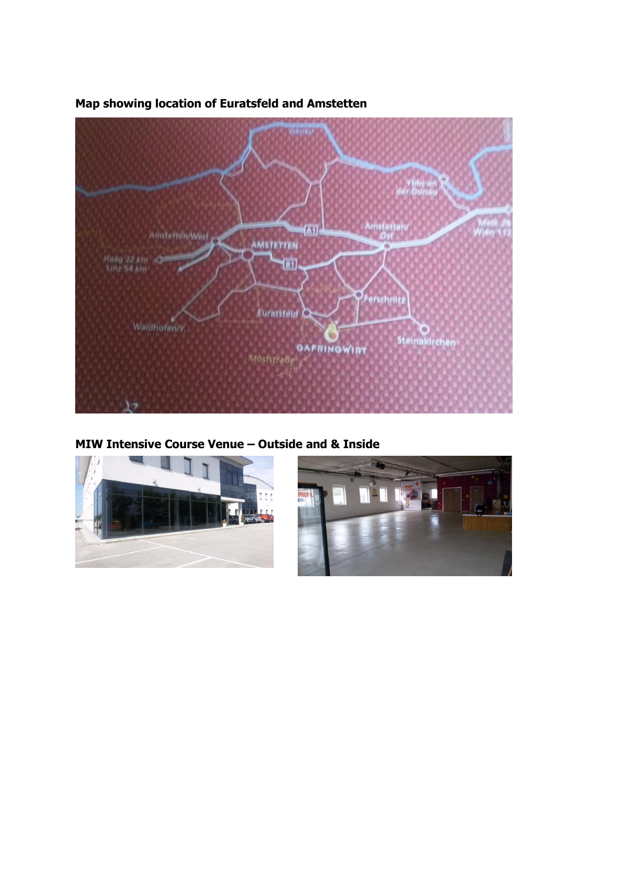**Map showing location of Euratsfeld and Amstetten**

**MIW Intensive Course Venue – Outside and & Inside**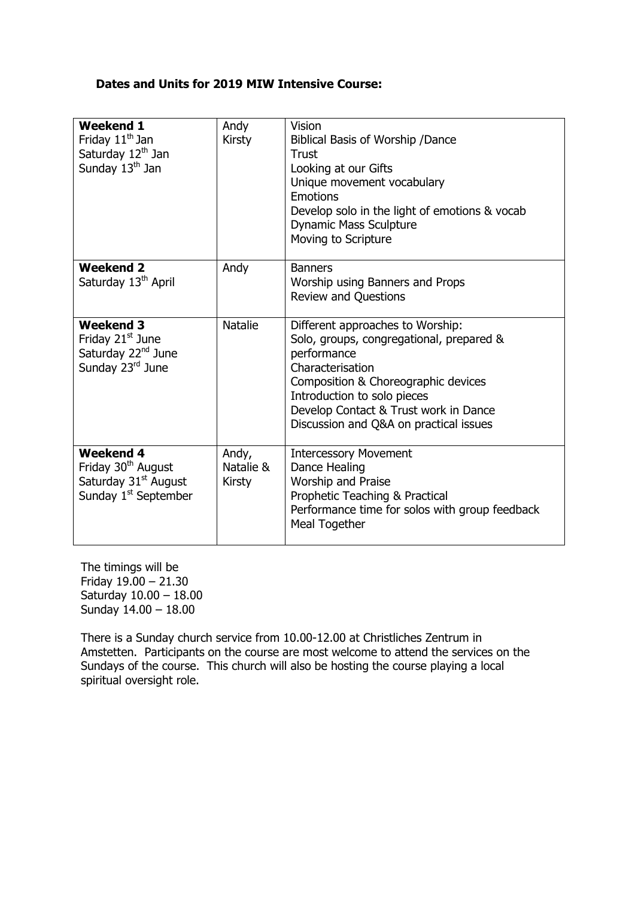**Dates and Units for 2019 MIW Intensive Course:**

| | | |
|---|---|---|
| **Weekend 1**<br>Friday 11th Jan<br>Saturday 12th Jan<br>Sunday 13th Jan | Andy<br>Kirsty | Vision<br>Biblical Basis of Worship /Dance<br>Trust<br>Looking at our Gifts<br>Unique movement vocabulary<br>Emotions<br>Develop solo in the light of emotions & vocab<br>Dynamic Mass Sculpture<br>Moving to Scripture |
| **Weekend 2**<br>Saturday 13th April | Andy | Banners<br>Worship using Banners and Props<br>Review and Questions |
| **Weekend 3**<br>Friday 21st June<br>Saturday 22nd June<br>Sunday 23rd June | Natalie | Different approaches to Worship:<br>Solo, groups, congregational, prepared & performance<br>Characterisation<br>Composition & Choreographic devices<br>Introduction to solo pieces<br>Develop Contact & Trust work in Dance<br>Discussion and Q&A on practical issues |
| **Weekend 4**<br>Friday 30th August<br>Saturday 31st August<br>Sunday 1st September | Andy,<br>Natalie &<br>Kirsty | Intercessory Movement<br>Dance Healing<br>Worship and Praise<br>Prophetic Teaching & Practical<br>Performance time for solos with group feedback<br>Meal Together |

The timings will be
Friday 19.00 – 21.30
Saturday 10.00 – 18.00
Sunday 14.00 – 18.00

There is a Sunday church service from 10.00-12.00 at Christliches Zentrum in Amstetten. Participants on the course are most welcome to attend the services on the Sundays of the course. This church will also be hosting the course playing a local spiritual oversight role.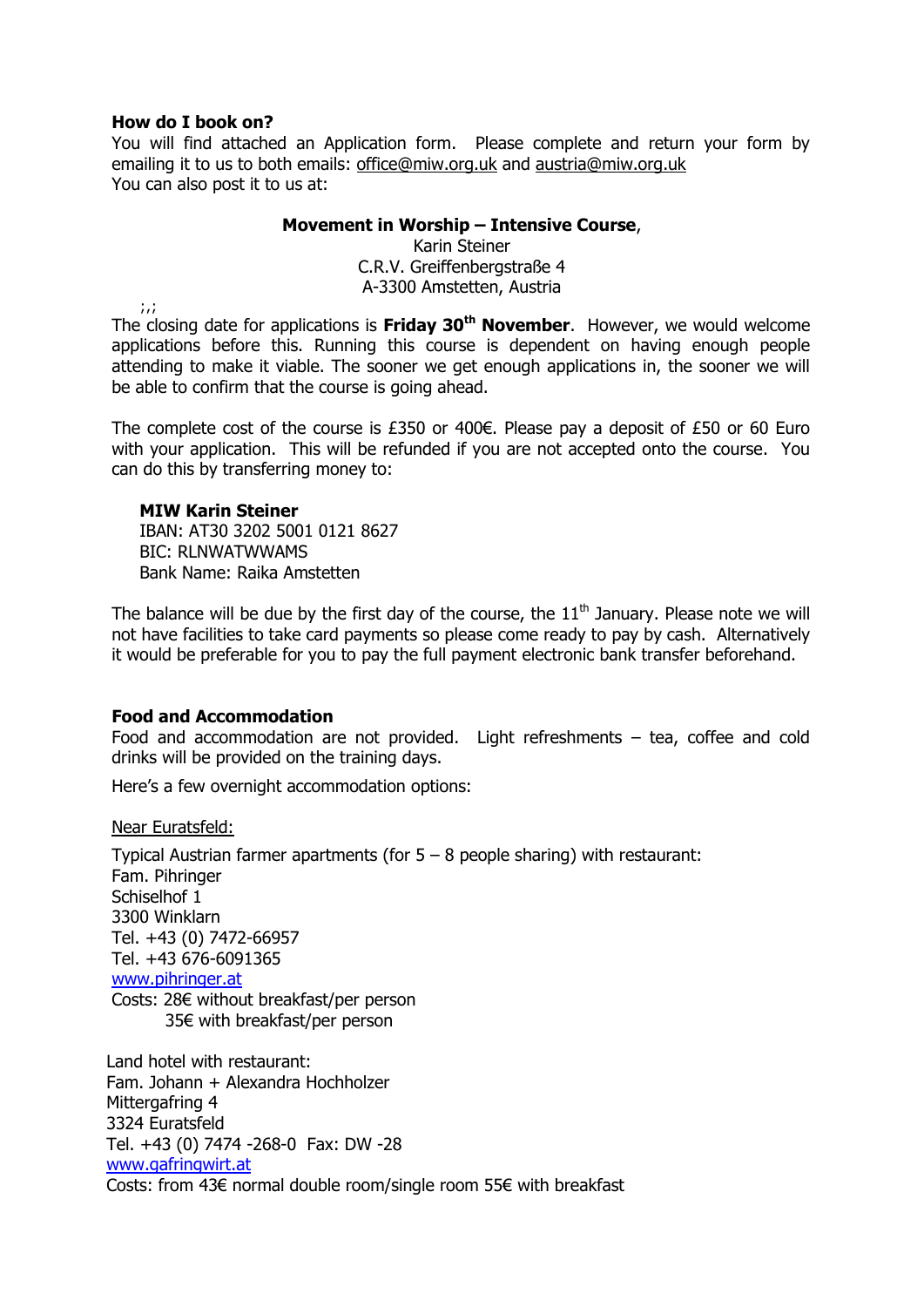**How do I book on?**

You will find attached an Application form. Please complete and return your form by emailing it to us to both emails: office@miw.org.uk and austria@miw.org.uk

You can also post it to us at:

**Movement in Worship – Intensive Course**,
Karin Steiner
C.R.V. Greiffenbergstraße 4
A-3300 Amstetten, Austria

;,;

The closing date for applications is **Friday 30th November**. However, we would welcome applications before this. Running this course is dependent on having enough people attending to make it viable. The sooner we get enough applications in, the sooner we will be able to confirm that the course is going ahead.

The complete cost of the course is £350 or 400€. Please pay a deposit of £50 or 60 Euro with your application. This will be refunded if you are not accepted onto the course. You can do this by transferring money to:

**MIW Karin Steiner**
IBAN: AT30 3202 5001 0121 8627
BIC: RLNWATWWAMS
Bank Name: Raika Amstetten

The balance will be due by the first day of the course, the 11th January. Please note we will not have facilities to take card payments so please come ready to pay by cash. Alternatively it would be preferable for you to pay the full payment electronic bank transfer beforehand.

**Food and Accommodation**

Food and accommodation are not provided. Light refreshments – tea, coffee and cold drinks will be provided on the training days.

Here's a few overnight accommodation options:

Near Euratsfeld:

Typical Austrian farmer apartments (for 5 – 8 people sharing) with restaurant:
Fam. Pihringer
Schiselhof 1
3300 Winklarn
Tel. +43 (0) 7472-66957
Tel. +43 676-6091365
www.pihringer.at
Costs: 28€ without breakfast/per person
35€ with breakfast/per person

Land hotel with restaurant:
Fam. Johann + Alexandra Hochholzer
Mittergafring 4
3324 Euratsfeld
Tel. +43 (0) 7474 -268-0 Fax: DW -28
www.gafringwirt.at
Costs: from 43€ normal double room/single room 55€ with breakfast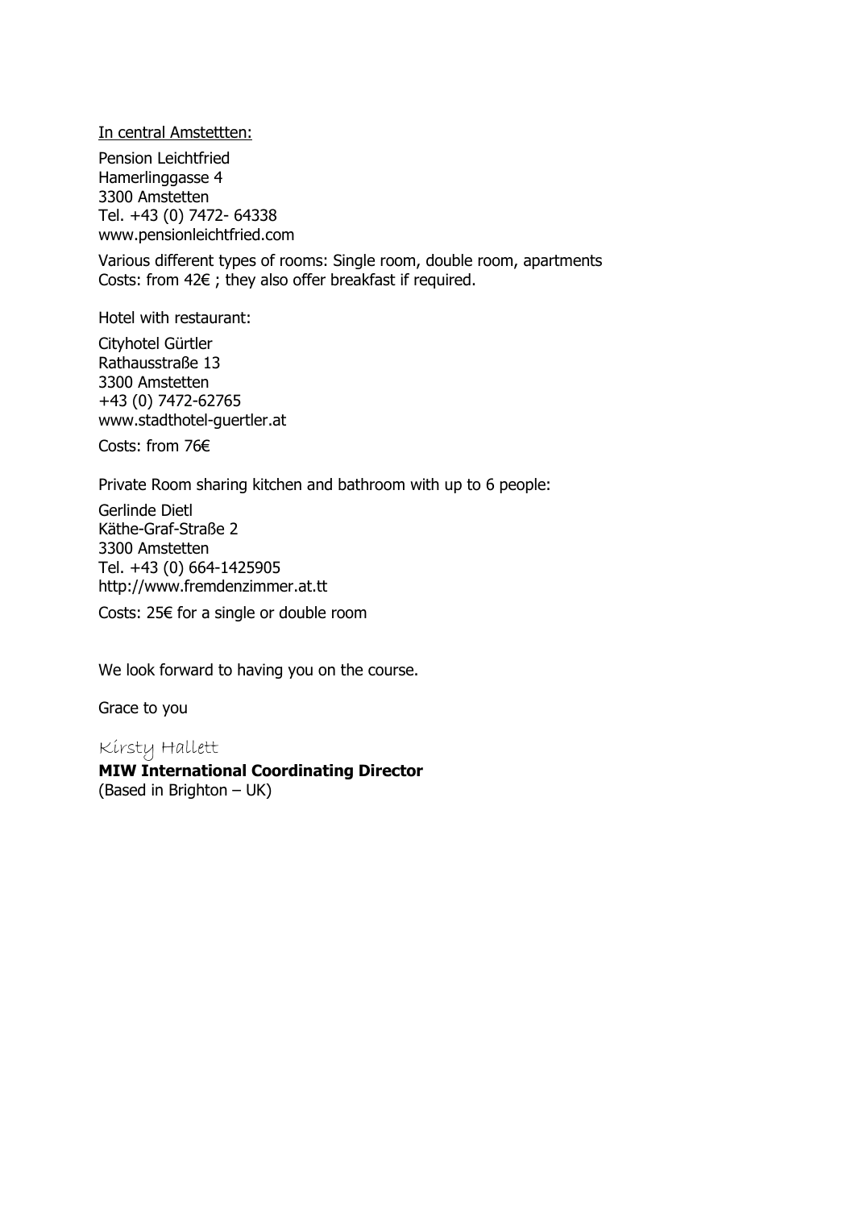<u>In central Amstettten:</u>

Pension Leichtfried
Hamerlinggasse 4
3300 Amstetten
Tel. +43 (0) 7472- 64338
www.pensionleichtfried.com

Various different types of rooms: Single room, double room, apartments
Costs: from 42€ ; they also offer breakfast if required.

Hotel with restaurant:

Cityhotel Gürtler
Rathausstraße 13
3300 Amstetten
+43 (0) 7472-62765
www.stadthotel-guertler.at

Costs: from 76€

Private Room sharing kitchen and bathroom with up to 6 people:

Gerlinde Dietl
Käthe-Graf-Straße 2
3300 Amstetten
Tel. +43 (0) 664-1425905
http://www.fremdenzimmer.at.tt

Costs: 25€ for a single or double room

We look forward to having you on the course.

Grace to you

Kirsty Hallett

**MIW International Coordinating Director**
(Based in Brighton – UK)